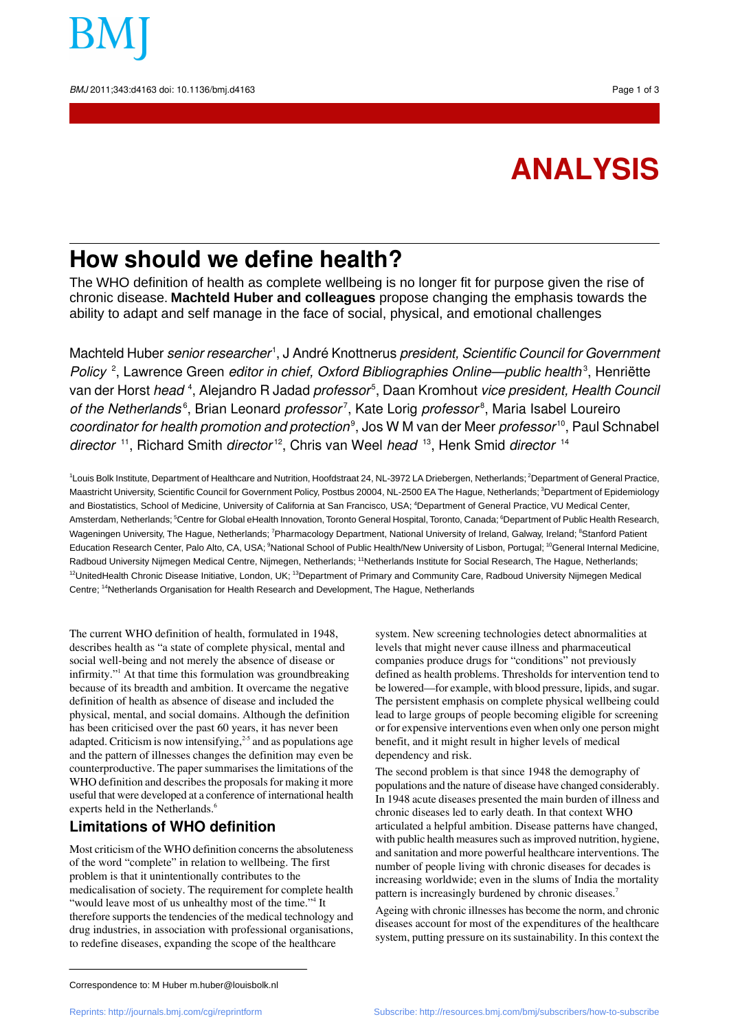# ANALYSIS

## How should we define health?

The WHO definition of health as complete wellbeing is no longer fit for purpose given the rise of chronic disease. **Machteld Huber and colleagues** propose changing the emphasis towards the ability to adapt and self manage in the face of social, physical, and emotional challenges

Machteld Huber *senior researcher*[1], J André Knottnerus *president, Scientific Council for Government Policy* [2], Lawrence Green *editor in chief, Oxford Bibliographies Online—public health*[3], Henriëtte van der Horst *head* [4], Alejandro R Jadad *professor*[5], Daan Kromhout *vice president, Health Council of the Netherlands*[6], Brian Leonard *professor*[7], Kate Lorig *professor*[8], Maria Isabel Loureiro *coordinator for health promotion and protection*[9], Jos W M van der Meer *professor*[10], Paul Schnabel *director* [11], Richard Smith *director*[12], Chris van Weel *head* [13], Henk Smid *director* [14]

[1]Louis Bolk Institute, Department of Healthcare and Nutrition, Hoofdstraat 24, NL-3972 LA Driebergen, Netherlands; [2]Department of General Practice, Maastricht University, Scientific Council for Government Policy, Postbus 20004, NL-2500 EA The Hague, Netherlands; [3]Department of Epidemiology and Biostatistics, School of Medicine, University of California at San Francisco, USA; [4]Department of General Practice, VU Medical Center, Amsterdam, Netherlands; [5]Centre for Global eHealth Innovation, Toronto General Hospital, Toronto, Canada; [6]Department of Public Health Research, Wageningen University, The Hague, Netherlands; [7]Pharmacology Department, National University of Ireland, Galway, Ireland; [8]Stanford Patient Education Research Center, Palo Alto, CA, USA; [9]National School of Public Health/New University of Lisbon, Portugal; [10]General Internal Medicine, Radboud University Nijmegen Medical Centre, Nijmegen, Netherlands; [11]Netherlands Institute for Social Research, The Hague, Netherlands; [12]UnitedHealth Chronic Disease Initiative, London, UK; [13]Department of Primary and Community Care, Radboud University Nijmegen Medical Centre; [14]Netherlands Organisation for Health Research and Development, The Hague, Netherlands

The current WHO definition of health, formulated in 1948, describes health as "a state of complete physical, mental and social well-being and not merely the absence of disease or infirmity."[1] At that time this formulation was groundbreaking because of its breadth and ambition. It overcame the negative definition of health as absence of disease and included the physical, mental, and social domains. Although the definition has been criticised over the past 60 years, it has never been adapted. Criticism is now intensifying,[2-5] and as populations age and the pattern of illnesses changes the definition may even be counterproductive. The paper summarises the limitations of the WHO definition and describes the proposals for making it more useful that were developed at a conference of international health experts held in the Netherlands.[6]

### Limitations of WHO definition

Most criticism of the WHO definition concerns the absoluteness of the word "complete" in relation to wellbeing. The first problem is that it unintentionally contributes to the medicalisation of society. The requirement for complete health "would leave most of us unhealthy most of the time."[4] It therefore supports the tendencies of the medical technology and drug industries, in association with professional organisations, to redefine diseases, expanding the scope of the healthcare system. New screening technologies detect abnormalities at levels that might never cause illness and pharmaceutical companies produce drugs for "conditions" not previously defined as health problems. Thresholds for intervention tend to be lowered—for example, with blood pressure, lipids, and sugar. The persistent emphasis on complete physical wellbeing could lead to large groups of people becoming eligible for screening or for expensive interventions even when only one person might benefit, and it might result in higher levels of medical dependency and risk.

The second problem is that since 1948 the demography of populations and the nature of disease have changed considerably. In 1948 acute diseases presented the main burden of illness and chronic diseases led to early death. In that context WHO articulated a helpful ambition. Disease patterns have changed, with public health measures such as improved nutrition, hygiene, and sanitation and more powerful healthcare interventions. The number of people living with chronic diseases for decades is increasing worldwide; even in the slums of India the mortality pattern is increasingly burdened by chronic diseases.[7]

Ageing with chronic illnesses has become the norm, and chronic diseases account for most of the expenditures of the healthcare system, putting pressure on its sustainability. In this context the

Correspondence to: M Huber m.huber@louisbolk.nl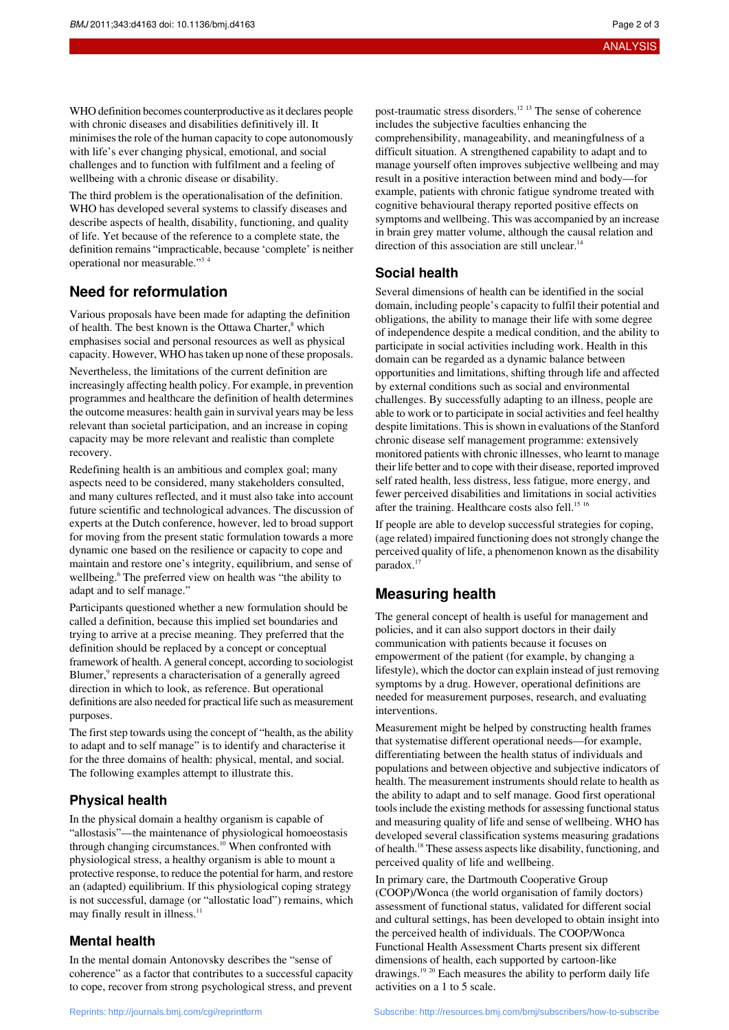WHO definition becomes counterproductive as it declares people with chronic diseases and disabilities definitively ill. It minimises the role of the human capacity to cope autonomously with life's ever changing physical, emotional, and social challenges and to function with fulfilment and a feeling of wellbeing with a chronic disease or disability.

The third problem is the operationalisation of the definition. WHO has developed several systems to classify diseases and describe aspects of health, disability, functioning, and quality of life. Yet because of the reference to a complete state, the definition remains "impracticable, because 'complete' is neither operational nor measurable."[3 4]

## Need for reformulation

Various proposals have been made for adapting the definition of health. The best known is the Ottawa Charter,[8] which emphasises social and personal resources as well as physical capacity. However, WHO has taken up none of these proposals.

Nevertheless, the limitations of the current definition are increasingly affecting health policy. For example, in prevention programmes and healthcare the definition of health determines the outcome measures: health gain in survival years may be less relevant than societal participation, and an increase in coping capacity may be more relevant and realistic than complete recovery.

Redefining health is an ambitious and complex goal; many aspects need to be considered, many stakeholders consulted, and many cultures reflected, and it must also take into account future scientific and technological advances. The discussion of experts at the Dutch conference, however, led to broad support for moving from the present static formulation towards a more dynamic one based on the resilience or capacity to cope and maintain and restore one's integrity, equilibrium, and sense of wellbeing.[6] The preferred view on health was "the ability to adapt and to self manage."

Participants questioned whether a new formulation should be called a definition, because this implied set boundaries and trying to arrive at a precise meaning. They preferred that the definition should be replaced by a concept or conceptual framework of health. A general concept, according to sociologist Blumer,[9] represents a characterisation of a generally agreed direction in which to look, as reference. But operational definitions are also needed for practical life such as measurement purposes.

The first step towards using the concept of "health, as the ability to adapt and to self manage" is to identify and characterise it for the three domains of health: physical, mental, and social. The following examples attempt to illustrate this.

### Physical health

In the physical domain a healthy organism is capable of "allostasis"—the maintenance of physiological homoeostasis through changing circumstances.[10] When confronted with physiological stress, a healthy organism is able to mount a protective response, to reduce the potential for harm, and restore an (adapted) equilibrium. If this physiological coping strategy is not successful, damage (or "allostatic load") remains, which may finally result in illness.[11]

### Mental health

In the mental domain Antonovsky describes the "sense of coherence" as a factor that contributes to a successful capacity to cope, recover from strong psychological stress, and prevent post-traumatic stress disorders.[12 13] The sense of coherence includes the subjective faculties enhancing the comprehensibility, manageability, and meaningfulness of a difficult situation. A strengthened capability to adapt and to manage yourself often improves subjective wellbeing and may result in a positive interaction between mind and body—for example, patients with chronic fatigue syndrome treated with cognitive behavioural therapy reported positive effects on symptoms and wellbeing. This was accompanied by an increase in brain grey matter volume, although the causal relation and direction of this association are still unclear.[14]

### Social health

Several dimensions of health can be identified in the social domain, including people's capacity to fulfil their potential and obligations, the ability to manage their life with some degree of independence despite a medical condition, and the ability to participate in social activities including work. Health in this domain can be regarded as a dynamic balance between opportunities and limitations, shifting through life and affected by external conditions such as social and environmental challenges. By successfully adapting to an illness, people are able to work or to participate in social activities and feel healthy despite limitations. This is shown in evaluations of the Stanford chronic disease self management programme: extensively monitored patients with chronic illnesses, who learnt to manage their life better and to cope with their disease, reported improved self rated health, less distress, less fatigue, more energy, and fewer perceived disabilities and limitations in social activities after the training. Healthcare costs also fell.[15 16]

If people are able to develop successful strategies for coping, (age related) impaired functioning does not strongly change the perceived quality of life, a phenomenon known as the disability paradox.[17]

## Measuring health

The general concept of health is useful for management and policies, and it can also support doctors in their daily communication with patients because it focuses on empowerment of the patient (for example, by changing a lifestyle), which the doctor can explain instead of just removing symptoms by a drug. However, operational definitions are needed for measurement purposes, research, and evaluating interventions.

Measurement might be helped by constructing health frames that systematise different operational needs—for example, differentiating between the health status of individuals and populations and between objective and subjective indicators of health. The measurement instruments should relate to health as the ability to adapt and to self manage. Good first operational tools include the existing methods for assessing functional status and measuring quality of life and sense of wellbeing. WHO has developed several classification systems measuring gradations of health.[18] These assess aspects like disability, functioning, and perceived quality of life and wellbeing.

In primary care, the Dartmouth Cooperative Group (COOP)/Wonca (the world organisation of family doctors) assessment of functional status, validated for different social and cultural settings, has been developed to obtain insight into the perceived health of individuals. The COOP/Wonca Functional Health Assessment Charts present six different dimensions of health, each supported by cartoon-like drawings.[19 20] Each measures the ability to perform daily life activities on a 1 to 5 scale.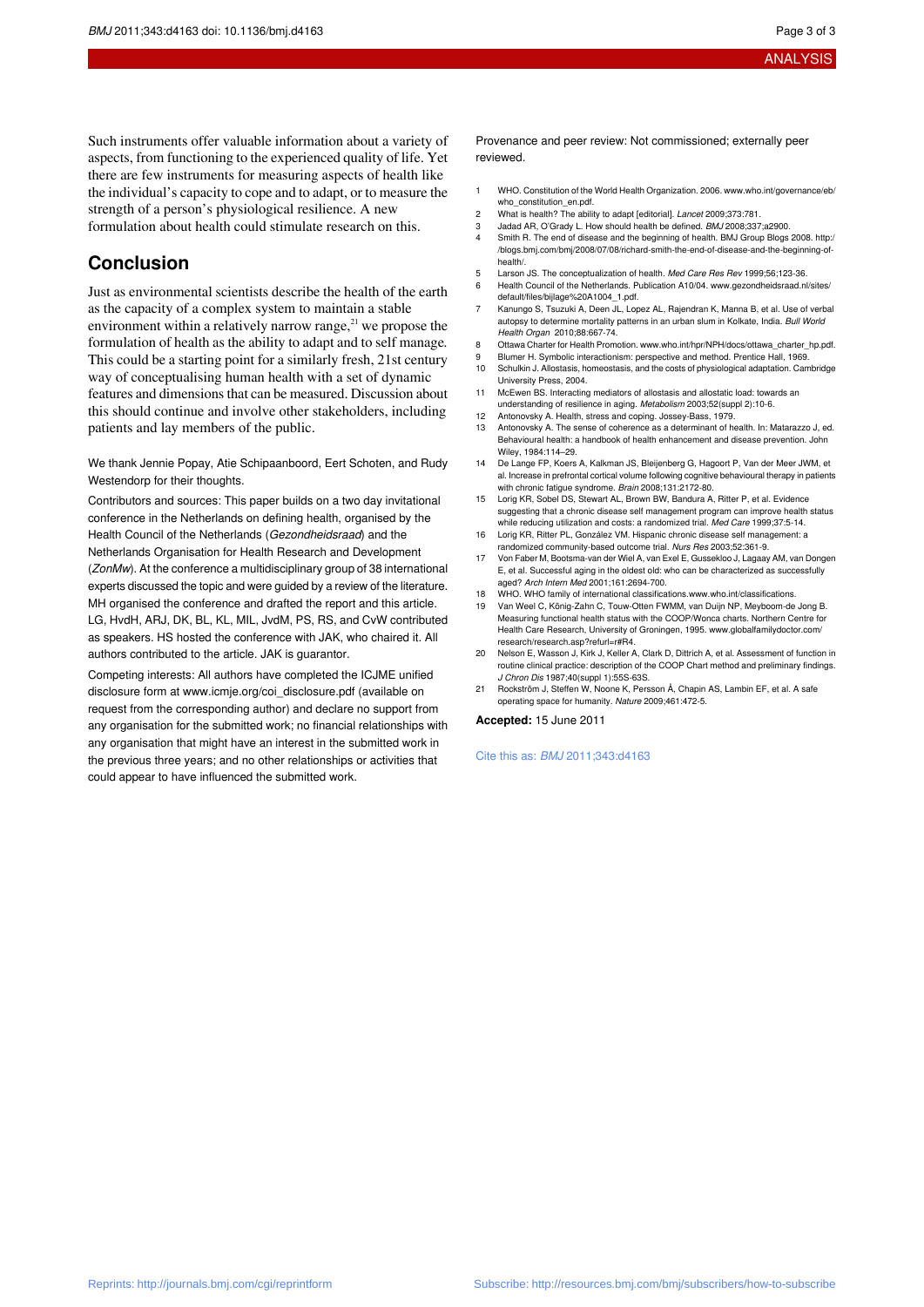Such instruments offer valuable information about a variety of aspects, from functioning to the experienced quality of life. Yet there are few instruments for measuring aspects of health like the individual's capacity to cope and to adapt, or to measure the strength of a person's physiological resilience. A new formulation about health could stimulate research on this.

## Conclusion

Just as environmental scientists describe the health of the earth as the capacity of a complex system to maintain a stable environment within a relatively narrow range,[21] we propose the formulation of health as the ability to adapt and to self manage. This could be a starting point for a similarly fresh, 21st century way of conceptualising human health with a set of dynamic features and dimensions that can be measured. Discussion about this should continue and involve other stakeholders, including patients and lay members of the public.

We thank Jennie Popay, Atie Schipaanboord, Eert Schoten, and Rudy Westendorp for their thoughts.

Contributors and sources: This paper builds on a two day invitational conference in the Netherlands on defining health, organised by the Health Council of the Netherlands (*Gezondheidsraad*) and the Netherlands Organisation for Health Research and Development (*ZonMw*). At the conference a multidisciplinary group of 38 international experts discussed the topic and were guided by a review of the literature. MH organised the conference and drafted the report and this article. LG, HvdH, ARJ, DK, BL, KL, MIL, JvdM, PS, RS, and CvW contributed as speakers. HS hosted the conference with JAK, who chaired it. All authors contributed to the article. JAK is guarantor.

Competing interests: All authors have completed the ICJME unified disclosure form at www.icmje.org/coi_disclosure.pdf (available on request from the corresponding author) and declare no support from any organisation for the submitted work; no financial relationships with any organisation that might have an interest in the submitted work in the previous three years; and no other relationships or activities that could appear to have influenced the submitted work.

Provenance and peer review: Not commissioned; externally peer reviewed.

1. WHO. Constitution of the World Health Organization. 2006. www.who.int/governance/eb/who_constitution_en.pdf.
2. What is health? The ability to adapt [editorial]. *Lancet* 2009;373:781.
3. Jadad AR, O'Grady L. How should health be defined. *BMJ* 2008;337;a2900.
4. Smith R. The end of disease and the beginning of health. BMJ Group Blogs 2008. http://blogs.bmj.com/bmj/2008/07/08/richard-smith-the-end-of-disease-and-the-beginning-of-health/.
5. Larson JS. The conceptualization of health. *Med Care Res Rev* 1999;56;123-36.
6. Health Council of the Netherlands. Publication A10/04. www.gezondheidsraad.nl/sites/default/files/bijlage%20A1004_1.pdf.
7. Kanungo S, Tsuzuki A, Deen JL, Lopez AL, Rajendran K, Manna B, et al. Use of verbal autopsy to determine mortality patterns in an urban slum in Kolkate, India. *Bull World Health Organ* 2010;88:667-74.
8. Ottawa Charter for Health Promotion. www.who.int/hpr/NPH/docs/ottawa_charter_hp.pdf.
9. Blumer H. Symbolic interactionism: perspective and method. Prentice Hall, 1969.
10. Schulkin J. Allostasis, homeostasis, and the costs of physiological adaptation. Cambridge University Press, 2004.
11. McEwen BS. Interacting mediators of allostasis and allostatic load: towards an understanding of resilience in aging. *Metabolism* 2003;52(suppl 2):10-6.
12. Antonovsky A. Health, stress and coping. Jossey-Bass, 1979.
13. Antonovsky A. The sense of coherence as a determinant of health. In: Matarazzo J, ed. Behavioural health: a handbook of health enhancement and disease prevention. John Wiley, 1984:114–29.
14. De Lange FP, Koers A, Kalkman JS, Bleijenberg G, Hagoort P, Van der Meer JWM, et al. Increase in prefrontal cortical volume following cognitive behavioural therapy in patients with chronic fatigue syndrome. *Brain* 2008;131:2172-80.
15. Lorig KR, Sobel DS, Stewart AL, Brown BW, Bandura A, Ritter P, et al. Evidence suggesting that a chronic disease self management program can improve health status while reducing utilization and costs: a randomized trial. *Med Care* 1999;37:5-14.
16. Lorig KR, Ritter PL, González VM. Hispanic chronic disease self management: a randomized community-based outcome trial. *Nurs Res* 2003;52:361-9.
17. Von Faber M, Bootsma-van der Wiel A, van Exel E, Gussekloo J, Lagaay AM, van Dongen E, et al. Successful aging in the oldest old: who can be characterized as successfully aged? *Arch Intern Med* 2001;161:2694-700.
18. WHO. WHO family of international classifications.www.who.int/classifications.
19. Van Weel C, König-Zahn C, Touw-Otten FWMM, van Duijn NP, Meyboom-de Jong B. Measuring functional health status with the COOP/Wonca charts. Northern Centre for Health Care Research, University of Groningen, 1995. www.globalfamilydoctor.com/research/research.asp?refurl=r#R4.
20. Nelson E, Wasson J, Kirk J, Keller A, Clark D, Dittrich A, et al. Assessment of function in routine clinical practice: description of the COOP Chart method and preliminary findings. *J Chron Dis* 1987;40(suppl 1):55S-63S.
21. Rockström J, Steffen W, Noone K, Persson Å, Chapin AS, Lambin EF, et al. A safe operating space for humanity. *Nature* 2009;461:472-5.

**Accepted:** 15 June 2011

Cite this as: *BMJ* 2011;343:d4163